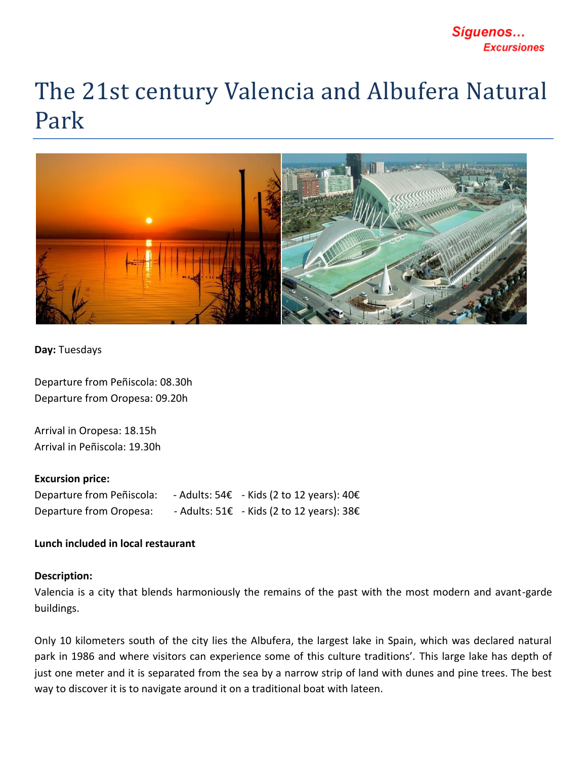Síguenos…
Excursiones

# The 21st century Valencia and Albufera Natural Park

**Day:** Tuesdays

Departure from Peñiscola: 08.30h
Departure from Oropesa: 09.20h

Arrival in Oropesa: 18.15h
Arrival in Peñiscola: 19.30h

**Excursion price:**

| | | |
|---|---|---|
| Departure from Peñiscola: | - Adults: 54€ | - Kids (2 to 12 years): 40€ |
| Departure from Oropesa: | - Adults: 51€ | - Kids (2 to 12 years): 38€ |

**Lunch included in local restaurant**

**Description:**

Valencia is a city that blends harmoniously the remains of the past with the most modern and avant-garde buildings.

Only 10 kilometers south of the city lies the Albufera, the largest lake in Spain, which was declared natural park in 1986 and where visitors can experience some of this culture traditions'. This large lake has depth of just one meter and it is separated from the sea by a narrow strip of land with dunes and pine trees. The best way to discover it is to navigate around it on a traditional boat with lateen.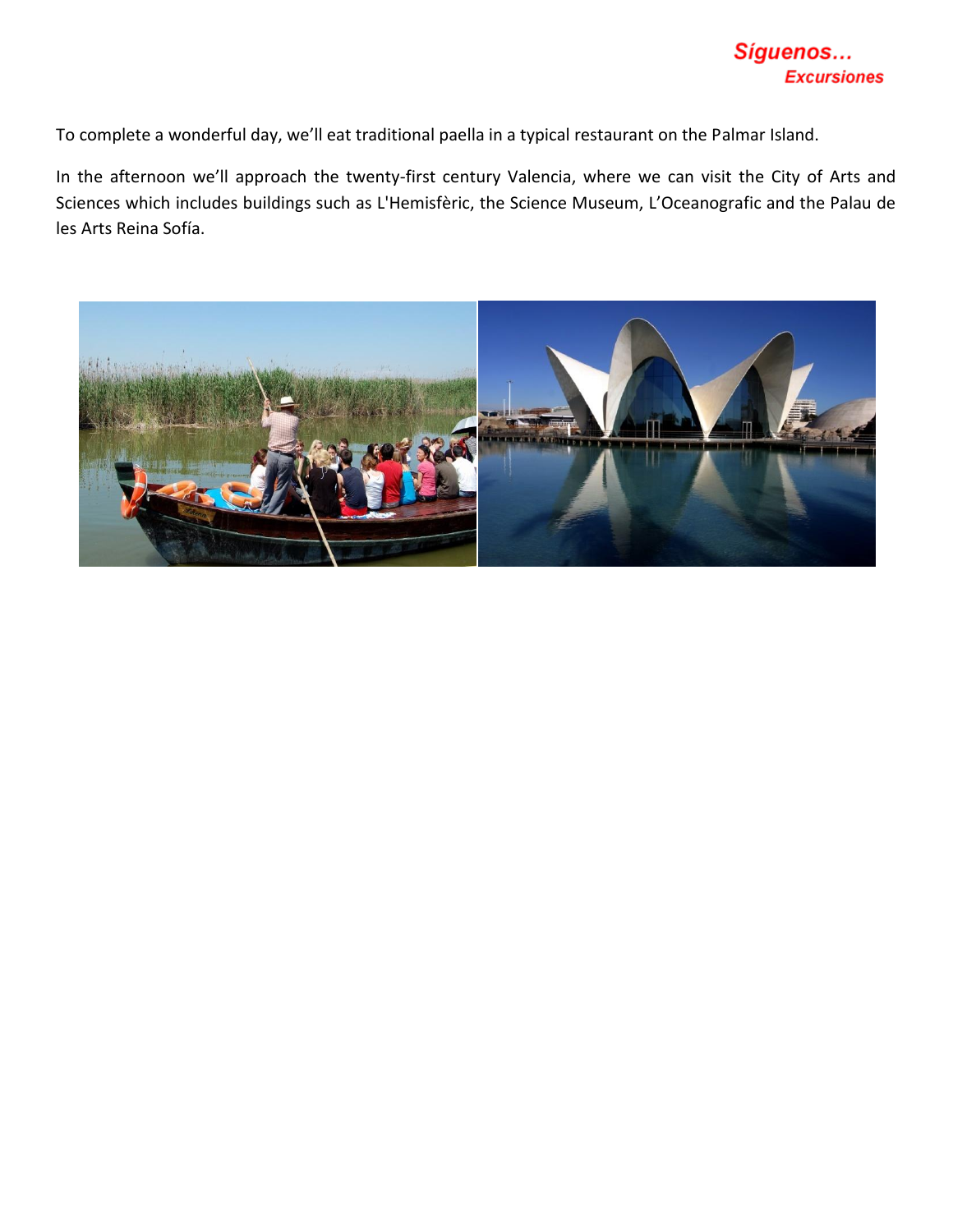To complete a wonderful day, we'll eat traditional paella in a typical restaurant on the Palmar Island.

In the afternoon we'll approach the twenty-first century Valencia, where we can visit the City of Arts and Sciences which includes buildings such as L'Hemisfèric, the Science Museum, L'Oceanografic and the Palau de les Arts Reina Sofía.